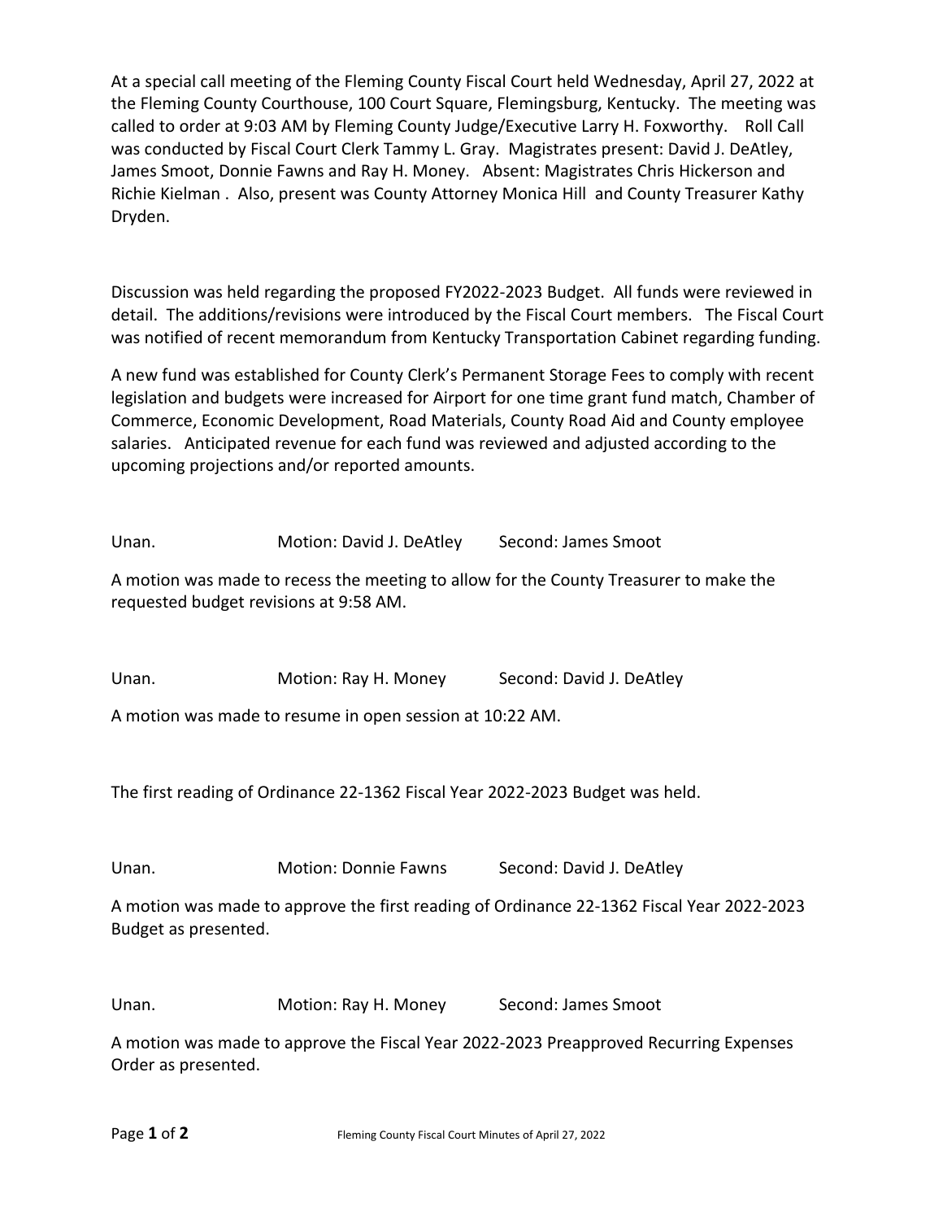At a special call meeting of the Fleming County Fiscal Court held Wednesday, April 27, 2022 at the Fleming County Courthouse, 100 Court Square, Flemingsburg, Kentucky. The meeting was called to order at 9:03 AM by Fleming County Judge/Executive Larry H. Foxworthy. Roll Call was conducted by Fiscal Court Clerk Tammy L. Gray. Magistrates present: David J. DeAtley, James Smoot, Donnie Fawns and Ray H. Money. Absent: Magistrates Chris Hickerson and Richie Kielman . Also, present was County Attorney Monica Hill and County Treasurer Kathy Dryden.

Discussion was held regarding the proposed FY2022-2023 Budget. All funds were reviewed in detail. The additions/revisions were introduced by the Fiscal Court members. The Fiscal Court was notified of recent memorandum from Kentucky Transportation Cabinet regarding funding.

A new fund was established for County Clerk's Permanent Storage Fees to comply with recent legislation and budgets were increased for Airport for one time grant fund match, Chamber of Commerce, Economic Development, Road Materials, County Road Aid and County employee salaries. Anticipated revenue for each fund was reviewed and adjusted according to the upcoming projections and/or reported amounts.

Unan. Motion: David J. DeAtley Second: James Smoot

A motion was made to recess the meeting to allow for the County Treasurer to make the requested budget revisions at 9:58 AM.

Unan. Motion: Ray H. Money Second: David J. DeAtley

A motion was made to resume in open session at 10:22 AM.

The first reading of Ordinance 22-1362 Fiscal Year 2022-2023 Budget was held.

Unan. Motion: Donnie Fawns Second: David J. DeAtley

A motion was made to approve the first reading of Ordinance 22-1362 Fiscal Year 2022-2023 Budget as presented.

Unan. Motion: Ray H. Money Second: James Smoot

A motion was made to approve the Fiscal Year 2022-2023 Preapproved Recurring Expenses Order as presented.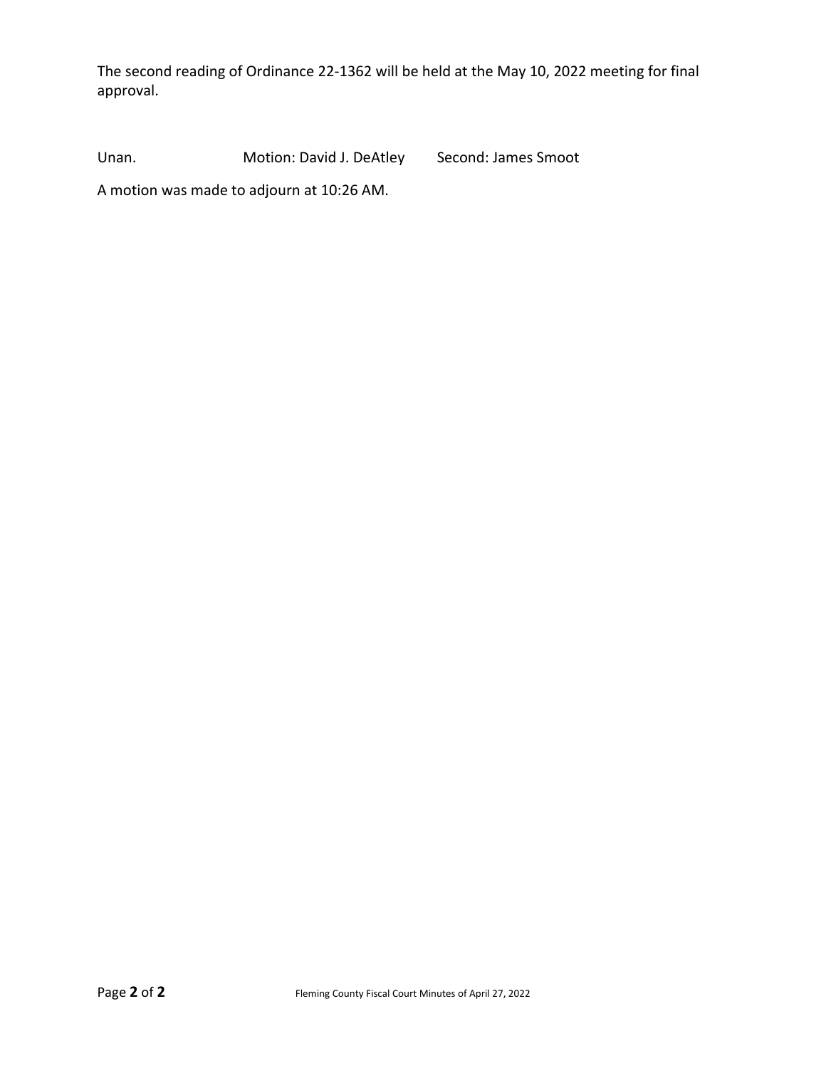The second reading of Ordinance 22-1362 will be held at the May 10, 2022 meeting for final approval.

Unan. Motion: David J. DeAtley Second: James Smoot

A motion was made to adjourn at 10:26 AM.